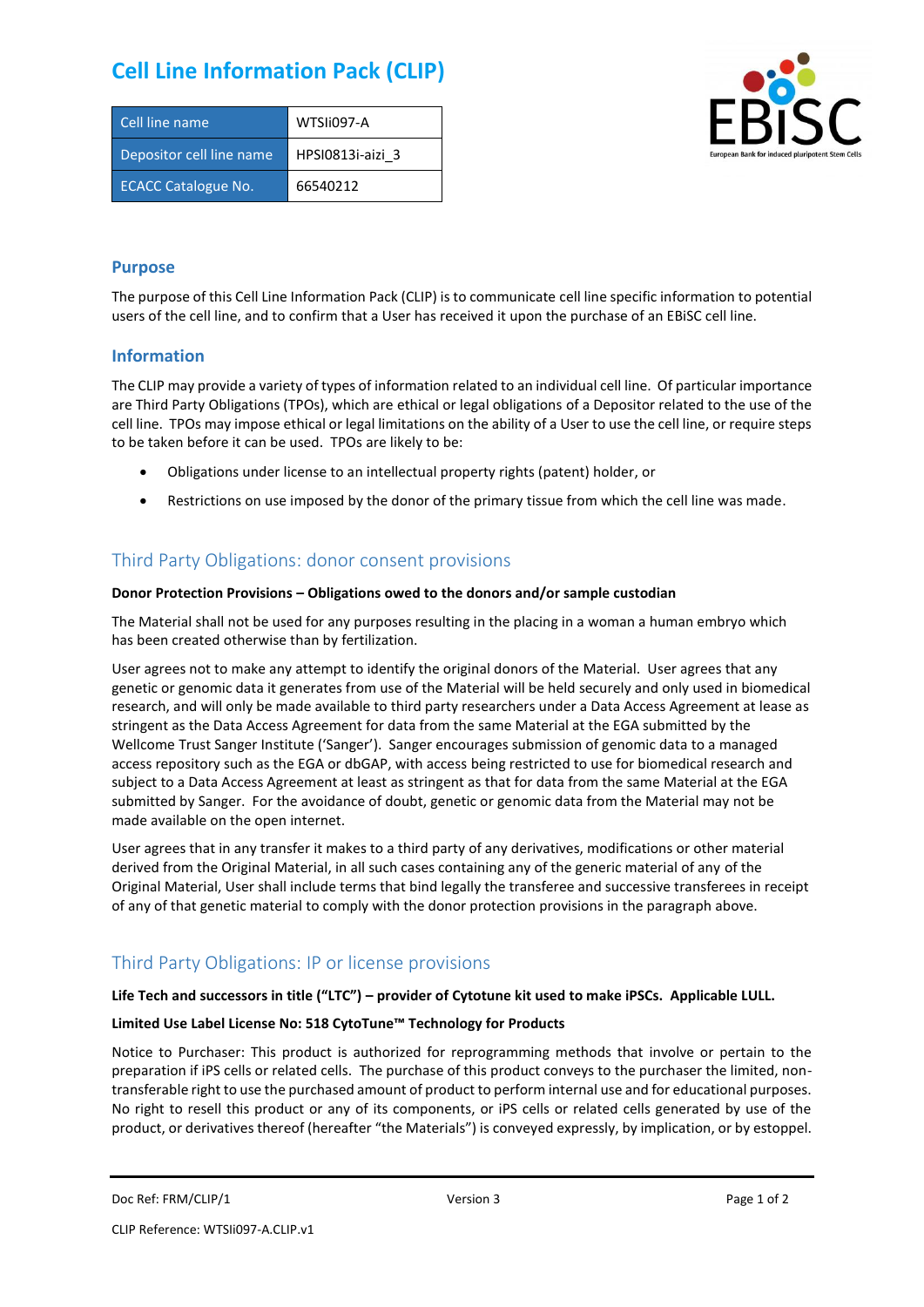# Cell Line Information Pack (CLIP)

| Cell line name | WTSIi097-A |
|---|---|
| Depositor cell line name | HPSI0813i-aizi_3 |
| ECACC Catalogue No. | 66540212 |

## Purpose

The purpose of this Cell Line Information Pack (CLIP) is to communicate cell line specific information to potential users of the cell line, and to confirm that a User has received it upon the purchase of an EBiSC cell line.

## Information

The CLIP may provide a variety of types of information related to an individual cell line. Of particular importance are Third Party Obligations (TPOs), which are ethical or legal obligations of a Depositor related to the use of the cell line. TPOs may impose ethical or legal limitations on the ability of a User to use the cell line, or require steps to be taken before it can be used. TPOs are likely to be:

- Obligations under license to an intellectual property rights (patent) holder, or
- Restrictions on use imposed by the donor of the primary tissue from which the cell line was made.

## Third Party Obligations: donor consent provisions

**Donor Protection Provisions – Obligations owed to the donors and/or sample custodian**

The Material shall not be used for any purposes resulting in the placing in a woman a human embryo which has been created otherwise than by fertilization.

User agrees not to make any attempt to identify the original donors of the Material. User agrees that any genetic or genomic data it generates from use of the Material will be held securely and only used in biomedical research, and will only be made available to third party researchers under a Data Access Agreement at lease as stringent as the Data Access Agreement for data from the same Material at the EGA submitted by the Wellcome Trust Sanger Institute ('Sanger'). Sanger encourages submission of genomic data to a managed access repository such as the EGA or dbGAP, with access being restricted to use for biomedical research and subject to a Data Access Agreement at least as stringent as that for data from the same Material at the EGA submitted by Sanger. For the avoidance of doubt, genetic or genomic data from the Material may not be made available on the open internet.

User agrees that in any transfer it makes to a third party of any derivatives, modifications or other material derived from the Original Material, in all such cases containing any of the generic material of any of the Original Material, User shall include terms that bind legally the transferee and successive transferees in receipt of any of that genetic material to comply with the donor protection provisions in the paragraph above.

## Third Party Obligations: IP or license provisions

**Life Tech and successors in title ("LTC") – provider of Cytotune kit used to make iPSCs. Applicable LULL.**

**Limited Use Label License No: 518 CytoTune™ Technology for Products**

Notice to Purchaser: This product is authorized for reprogramming methods that involve or pertain to the preparation if iPS cells or related cells. The purchase of this product conveys to the purchaser the limited, non-transferable right to use the purchased amount of product to perform internal use and for educational purposes. No right to resell this product or any of its components, or iPS cells or related cells generated by use of the product, or derivatives thereof (hereafter "the Materials") is conveyed expressly, by implication, or by estoppel.

Doc Ref: FRM/CLIP/1 Version 3

CLIP Reference: WTSIi097-A.CLIP.v1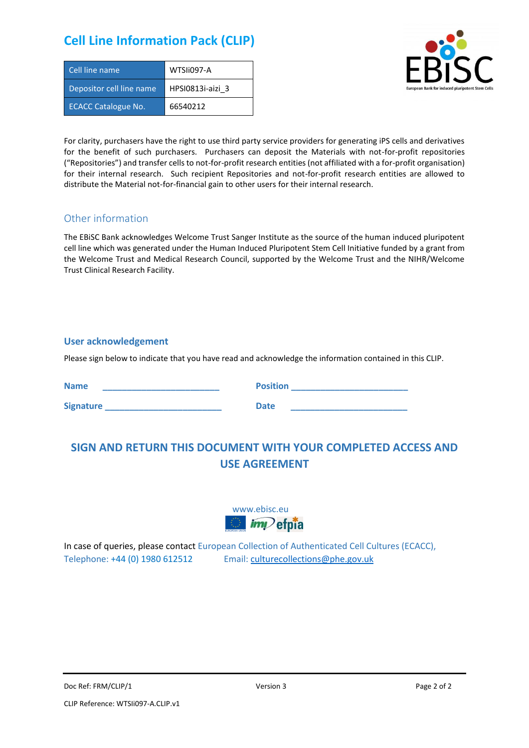# Cell Line Information Pack (CLIP)

| | |
|---|---|
| Cell line name | WTSIi097-A |
| Depositor cell line name | HPSI0813i-aizi_3 |
| ECACC Catalogue No. | 66540212 |

For clarity, purchasers have the right to use third party service providers for generating iPS cells and derivatives for the benefit of such purchasers. Purchasers can deposit the Materials with not-for-profit repositories ("Repositories") and transfer cells to not-for-profit research entities (not affiliated with a for-profit organisation) for their internal research. Such recipient Repositories and not-for-profit research entities are allowed to distribute the Material not-for-financial gain to other users for their internal research.

## Other information

The EBiSC Bank acknowledges Welcome Trust Sanger Institute as the source of the human induced pluripotent cell line which was generated under the Human Induced Pluripotent Stem Cell Initiative funded by a grant from the Welcome Trust and Medical Research Council, supported by the Welcome Trust and the NIHR/Welcome Trust Clinical Research Facility.

### User acknowledgement

Please sign below to indicate that you have read and acknowledge the information contained in this CLIP.

**Name** ________________________ **Position** ________________________

**Signature** ________________________ **Date** ________________________

## SIGN AND RETURN THIS DOCUMENT WITH YOUR COMPLETED ACCESS AND USE AGREEMENT

www.ebisc.eu

In case of queries, please contact European Collection of Authenticated Cell Cultures (ECACC), Telephone: +44 (0) 1980 612512 Email: culturecollections@phe.gov.uk

Doc Ref: FRM/CLIP/1 Version 3

CLIP Reference: WTSIi097-A.CLIP.v1